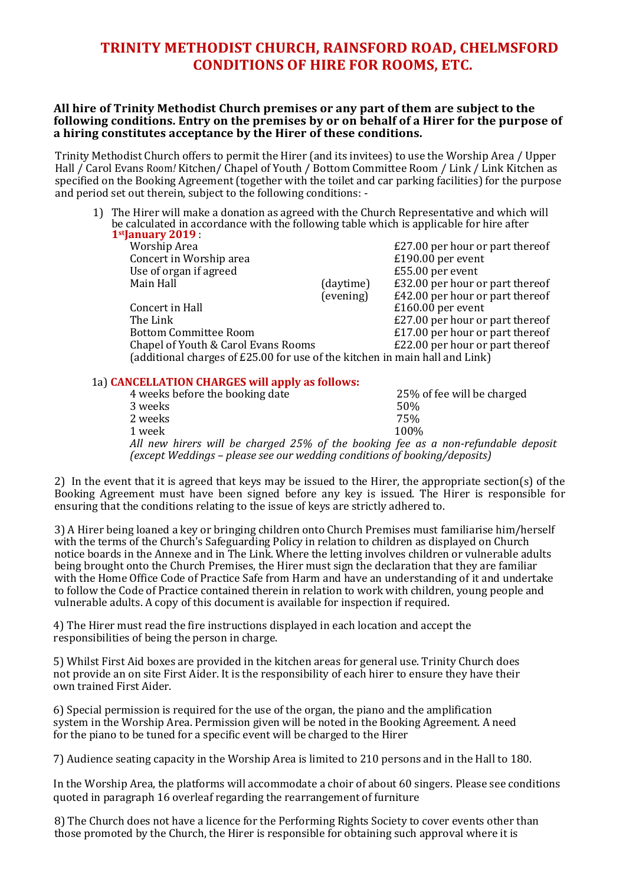# TRINITY METHODIST CHURCH, RAINSFORD ROAD, CHELMSFORD CONDITIONS OF HIRE FOR ROOMS, ETC.

**All hire of Trinity Methodist Church premises or any part of them are subject to the following conditions. Entry on the premises by or on behalf of a Hirer for the purpose of a hiring constitutes acceptance by the Hirer of these conditions.**

Trinity Methodist Church offers to permit the Hirer (and its invitees) to use the Worship Area / Upper Hall / Carol Evans Room/ Kitchen/ Chapel of Youth / Bottom Committee Room / Link / Link Kitchen as specified on the Booking Agreement (together with the toilet and car parking facilities) for the purpose and period set out therein, subject to the following conditions: -

1) The Hirer will make a donation as agreed with the Church Representative and which will be calculated in accordance with the following table which is applicable for hire after **1st January 2019** :

| | | |
|---|---|---|
| Worship Area | | £27.00 per hour or part thereof |
| Concert in Worship area | | £190.00 per event |
| Use of organ if agreed | | £55.00 per event |
| Main Hall | (daytime) | £32.00 per hour or part thereof |
| | (evening) | £42.00 per hour or part thereof |
| Concert in Hall | | £160.00 per event |
| The Link | | £27.00 per hour or part thereof |
| Bottom Committee Room | | £17.00 per hour or part thereof |
| Chapel of Youth & Carol Evans Rooms | | £22.00 per hour or part thereof |

(additional charges of £25.00 for use of the kitchen in main hall and Link)

1a) **CANCELLATION CHARGES will apply as follows:**

| | |
|---|---|
| 4 weeks before the booking date | 25% of fee will be charged |
| 3 weeks | 50% |
| 2 weeks | 75% |
| 1 week | 100% |

*All new hirers will be charged 25% of the booking fee as a non-refundable deposit (except Weddings – please see our wedding conditions of booking/deposits)*

2) In the event that it is agreed that keys may be issued to the Hirer, the appropriate section(s) of the Booking Agreement must have been signed before any key is issued. The Hirer is responsible for ensuring that the conditions relating to the issue of keys are strictly adhered to.

3) A Hirer being loaned a key or bringing children onto Church Premises must familiarise him/herself with the terms of the Church's Safeguarding Policy in relation to children as displayed on Church notice boards in the Annexe and in The Link. Where the letting involves children or vulnerable adults being brought onto the Church Premises, the Hirer must sign the declaration that they are familiar with the Home Office Code of Practice Safe from Harm and have an understanding of it and undertake to follow the Code of Practice contained therein in relation to work with children, young people and vulnerable adults. A copy of this document is available for inspection if required.

4) The Hirer must read the fire instructions displayed in each location and accept the responsibilities of being the person in charge.

5) Whilst First Aid boxes are provided in the kitchen areas for general use. Trinity Church does not provide an on site First Aider. It is the responsibility of each hirer to ensure they have their own trained First Aider.

6) Special permission is required for the use of the organ, the piano and the amplification system in the Worship Area. Permission given will be noted in the Booking Agreement. A need for the piano to be tuned for a specific event will be charged to the Hirer

7) Audience seating capacity in the Worship Area is limited to 210 persons and in the Hall to 180.

In the Worship Area, the platforms will accommodate a choir of about 60 singers. Please see conditions quoted in paragraph 16 overleaf regarding the rearrangement of furniture

8) The Church does not have a licence for the Performing Rights Society to cover events other than those promoted by the Church, the Hirer is responsible for obtaining such approval where it is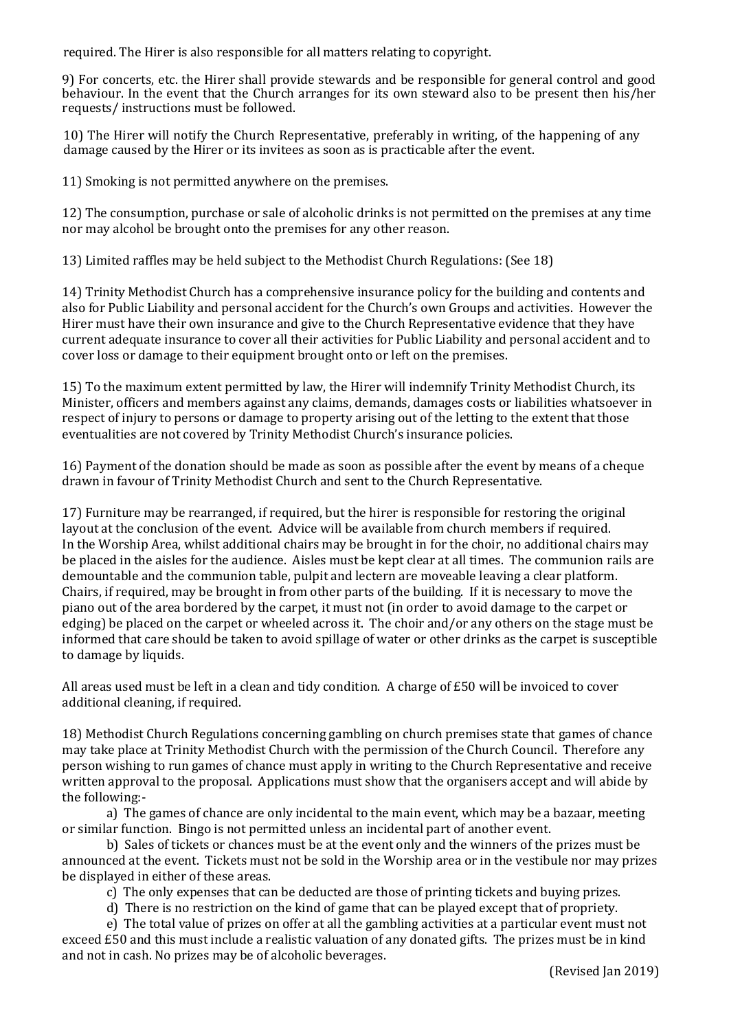required. The Hirer is also responsible for all matters relating to copyright.

9) For concerts, etc. the Hirer shall provide stewards and be responsible for general control and good behaviour. In the event that the Church arranges for its own steward also to be present then his/her requests/ instructions must be followed.

10) The Hirer will notify the Church Representative, preferably in writing, of the happening of any damage caused by the Hirer or its invitees as soon as is practicable after the event.

11) Smoking is not permitted anywhere on the premises.

12) The consumption, purchase or sale of alcoholic drinks is not permitted on the premises at any time nor may alcohol be brought onto the premises for any other reason.

13) Limited raffles may be held subject to the Methodist Church Regulations: (See 18)

14) Trinity Methodist Church has a comprehensive insurance policy for the building and contents and also for Public Liability and personal accident for the Church's own Groups and activities. However the Hirer must have their own insurance and give to the Church Representative evidence that they have current adequate insurance to cover all their activities for Public Liability and personal accident and to cover loss or damage to their equipment brought onto or left on the premises.

15) To the maximum extent permitted by law, the Hirer will indemnify Trinity Methodist Church, its Minister, officers and members against any claims, demands, damages costs or liabilities whatsoever in respect of injury to persons or damage to property arising out of the letting to the extent that those eventualities are not covered by Trinity Methodist Church's insurance policies.

16) Payment of the donation should be made as soon as possible after the event by means of a cheque drawn in favour of Trinity Methodist Church and sent to the Church Representative.

17) Furniture may be rearranged, if required, but the hirer is responsible for restoring the original layout at the conclusion of the event. Advice will be available from church members if required. In the Worship Area, whilst additional chairs may be brought in for the choir, no additional chairs may be placed in the aisles for the audience. Aisles must be kept clear at all times. The communion rails are demountable and the communion table, pulpit and lectern are moveable leaving a clear platform. Chairs, if required, may be brought in from other parts of the building. If it is necessary to move the piano out of the area bordered by the carpet, it must not (in order to avoid damage to the carpet or edging) be placed on the carpet or wheeled across it. The choir and/or any others on the stage must be informed that care should be taken to avoid spillage of water or other drinks as the carpet is susceptible to damage by liquids.

All areas used must be left in a clean and tidy condition. A charge of £50 will be invoiced to cover additional cleaning, if required.

18) Methodist Church Regulations concerning gambling on church premises state that games of chance may take place at Trinity Methodist Church with the permission of the Church Council. Therefore any person wishing to run games of chance must apply in writing to the Church Representative and receive written approval to the proposal. Applications must show that the organisers accept and will abide by the following:-

a) The games of chance are only incidental to the main event, which may be a bazaar, meeting or similar function. Bingo is not permitted unless an incidental part of another event.

b) Sales of tickets or chances must be at the event only and the winners of the prizes must be announced at the event. Tickets must not be sold in the Worship area or in the vestibule nor may prizes be displayed in either of these areas.

c) The only expenses that can be deducted are those of printing tickets and buying prizes.

d) There is no restriction on the kind of game that can be played except that of propriety.

e) The total value of prizes on offer at all the gambling activities at a particular event must not exceed £50 and this must include a realistic valuation of any donated gifts. The prizes must be in kind and not in cash. No prizes may be of alcoholic beverages.

(Revised Jan 2019)